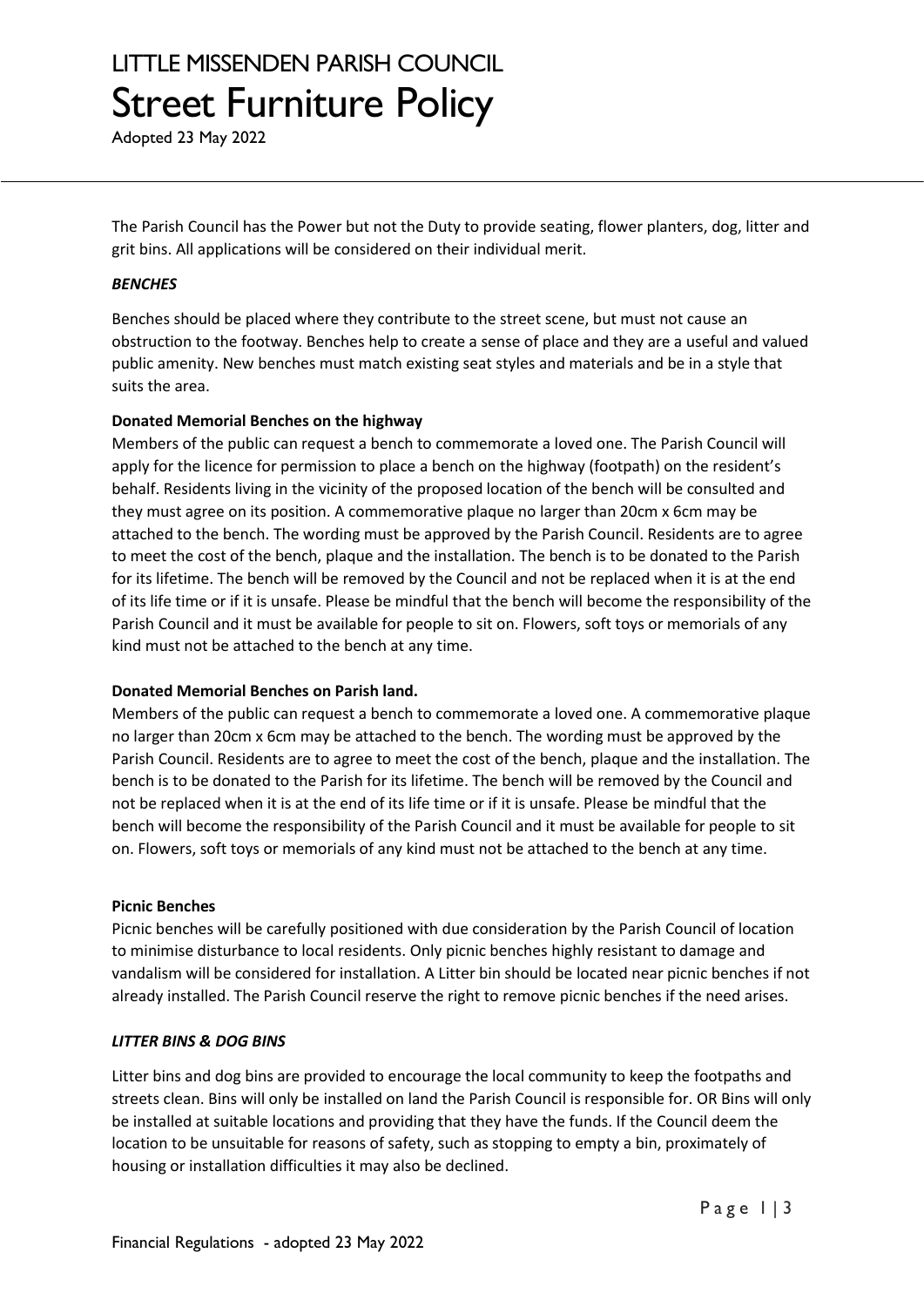# LITTLE MISSENDEN PARISH COUNCIL

# Street Furniture Policy

Adopted 23 May 2022

The Parish Council has the Power but not the Duty to provide seating, flower planters, dog, litter and grit bins. All applications will be considered on their individual merit.

***BENCHES***

Benches should be placed where they contribute to the street scene, but must not cause an obstruction to the footway. Benches help to create a sense of place and they are a useful and valued public amenity. New benches must match existing seat styles and materials and be in a style that suits the area.

**Donated Memorial Benches on the highway**

Members of the public can request a bench to commemorate a loved one. The Parish Council will apply for the licence for permission to place a bench on the highway (footpath) on the resident's behalf. Residents living in the vicinity of the proposed location of the bench will be consulted and they must agree on its position. A commemorative plaque no larger than 20cm x 6cm may be attached to the bench. The wording must be approved by the Parish Council. Residents are to agree to meet the cost of the bench, plaque and the installation. The bench is to be donated to the Parish for its lifetime. The bench will be removed by the Council and not be replaced when it is at the end of its life time or if it is unsafe. Please be mindful that the bench will become the responsibility of the Parish Council and it must be available for people to sit on. Flowers, soft toys or memorials of any kind must not be attached to the bench at any time.

**Donated Memorial Benches on Parish land.**

Members of the public can request a bench to commemorate a loved one. A commemorative plaque no larger than 20cm x 6cm may be attached to the bench. The wording must be approved by the Parish Council. Residents are to agree to meet the cost of the bench, plaque and the installation. The bench is to be donated to the Parish for its lifetime. The bench will be removed by the Council and not be replaced when it is at the end of its life time or if it is unsafe. Please be mindful that the bench will become the responsibility of the Parish Council and it must be available for people to sit on. Flowers, soft toys or memorials of any kind must not be attached to the bench at any time.

**Picnic Benches**

Picnic benches will be carefully positioned with due consideration by the Parish Council of location to minimise disturbance to local residents. Only picnic benches highly resistant to damage and vandalism will be considered for installation. A Litter bin should be located near picnic benches if not already installed. The Parish Council reserve the right to remove picnic benches if the need arises.

***LITTER BINS & DOG BINS***

Litter bins and dog bins are provided to encourage the local community to keep the footpaths and streets clean. Bins will only be installed on land the Parish Council is responsible for. OR Bins will only be installed at suitable locations and providing that they have the funds. If the Council deem the location to be unsuitable for reasons of safety, such as stopping to empty a bin, proximately of housing or installation difficulties it may also be declined.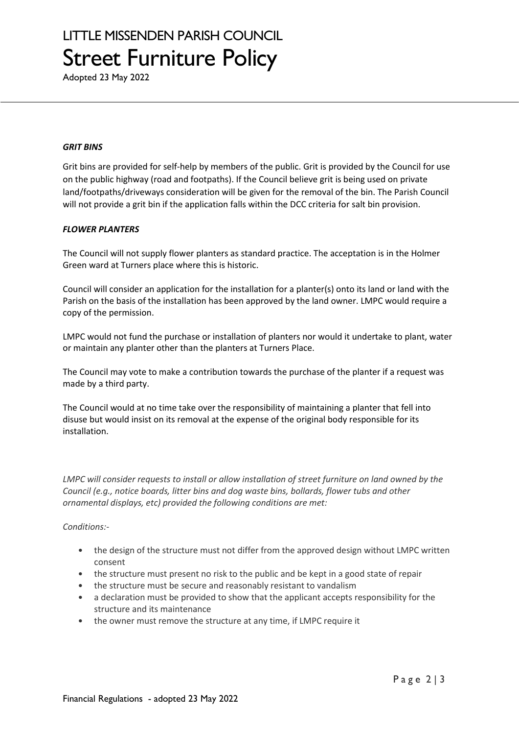### *GRIT BINS*

Grit bins are provided for self-help by members of the public. Grit is provided by the Council for use on the public highway (road and footpaths). If the Council believe grit is being used on private land/footpaths/driveways consideration will be given for the removal of the bin. The Parish Council will not provide a grit bin if the application falls within the DCC criteria for salt bin provision.

### *FLOWER PLANTERS*

The Council will not supply flower planters as standard practice. The acceptation is in the Holmer Green ward at Turners place where this is historic.

Council will consider an application for the installation for a planter(s) onto its land or land with the Parish on the basis of the installation has been approved by the land owner. LMPC would require a copy of the permission.

LMPC would not fund the purchase or installation of planters nor would it undertake to plant, water or maintain any planter other than the planters at Turners Place.

The Council may vote to make a contribution towards the purchase of the planter if a request was made by a third party.

The Council would at no time take over the responsibility of maintaining a planter that fell into disuse but would insist on its removal at the expense of the original body responsible for its installation.

*LMPC will consider requests to install or allow installation of street furniture on land owned by the Council (e.g., notice boards, litter bins and dog waste bins, bollards, flower tubs and other ornamental displays, etc) provided the following conditions are met:*

*Conditions:-*

- the design of the structure must not differ from the approved design without LMPC written consent
- the structure must present no risk to the public and be kept in a good state of repair
- the structure must be secure and reasonably resistant to vandalism
- a declaration must be provided to show that the applicant accepts responsibility for the structure and its maintenance
- the owner must remove the structure at any time, if LMPC require it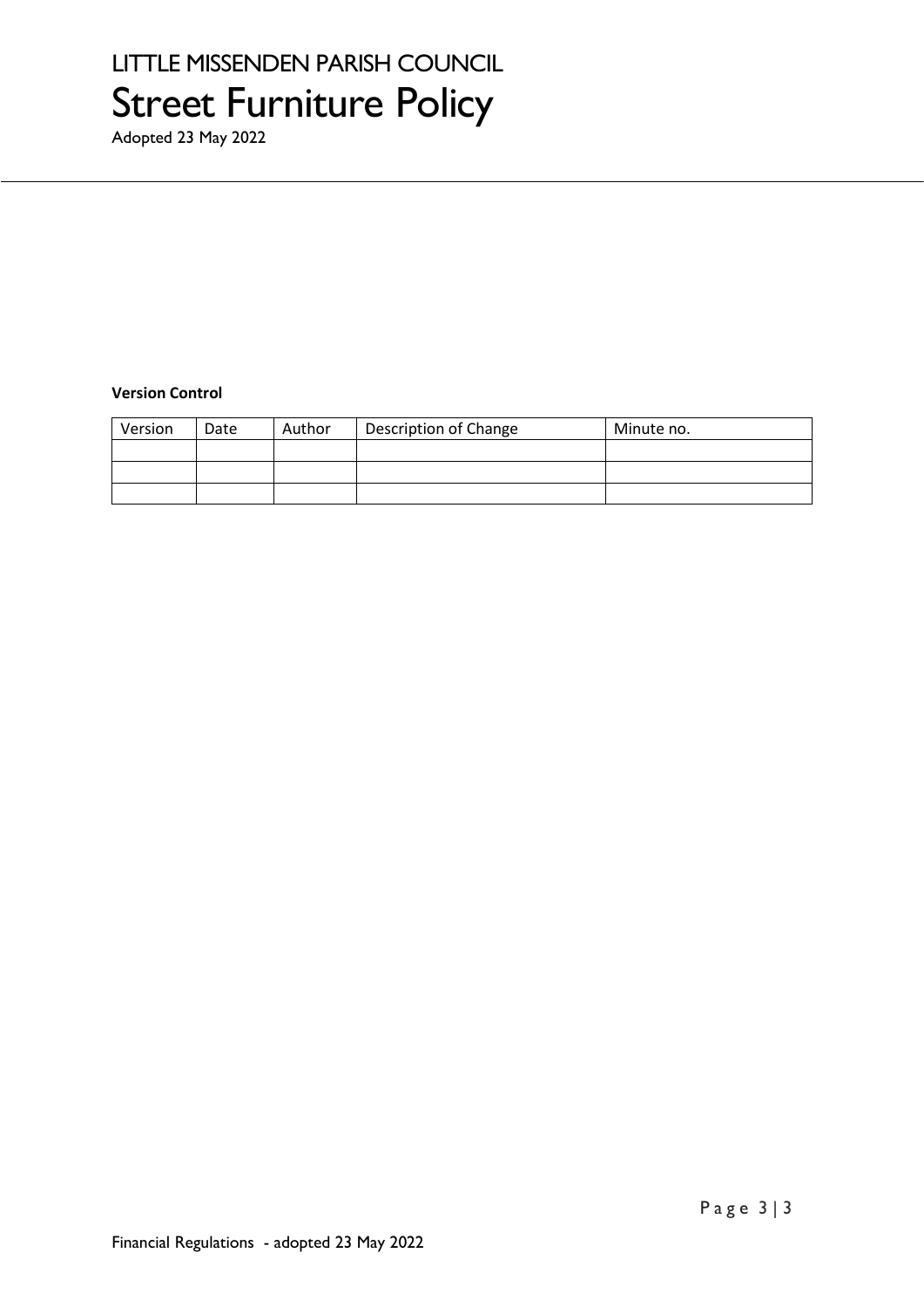**Version Control**

| Version | Date | Author | Description of Change | Minute no. |
|---|---|---|---|---|
| | | | | |
| | | | | |
| | | | | |